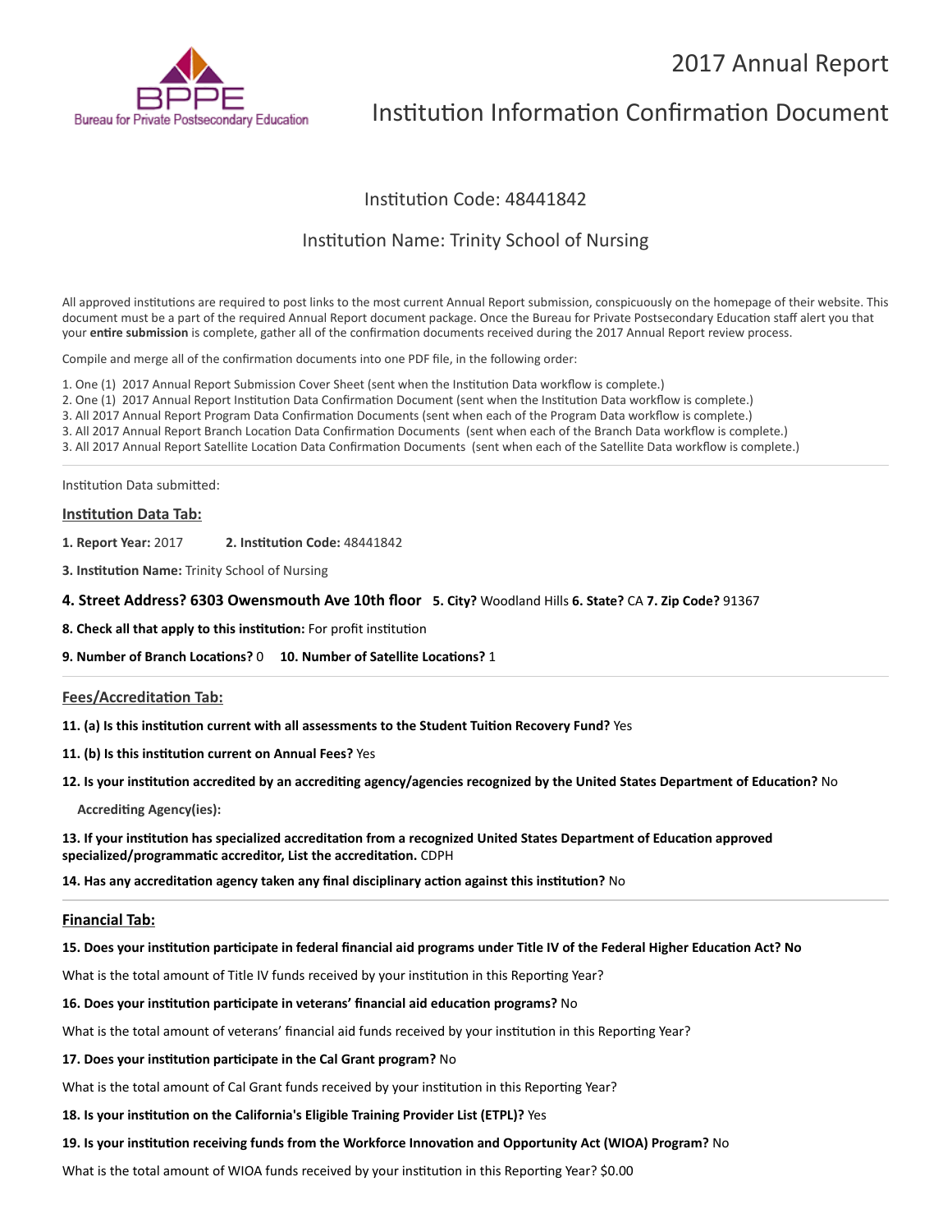BPPE
Bureau for Private Postsecondary Education

# 2017 Annual Report

# Institution Information Confirmation Document

## Institution Code: 48441842

## Institution Name: Trinity School of Nursing

All approved institutions are required to post links to the most current Annual Report submission, conspicuously on the homepage of their website. This document must be a part of the required Annual Report document package. Once the Bureau for Private Postsecondary Education staff alert you that your **entire submission** is complete, gather all of the confirmation documents received during the 2017 Annual Report review process.

Compile and merge all of the confirmation documents into one PDF file, in the following order:

1. One (1) 2017 Annual Report Submission Cover Sheet (sent when the Institution Data workflow is complete.)
2. One (1) 2017 Annual Report Institution Data Confirmation Document (sent when the Institution Data workflow is complete.)
3. All 2017 Annual Report Program Data Confirmation Documents (sent when each of the Program Data workflow is complete.)
3. All 2017 Annual Report Branch Location Data Confirmation Documents (sent when each of the Branch Data workflow is complete.)
3. All 2017 Annual Report Satellite Location Data Confirmation Documents (sent when each of the Satellite Data workflow is complete.)

---

Institution Data submitted:

### Institution Data Tab:

**1. Report Year:** 2017 **2. Institution Code:** 48441842

**3. Institution Name:** Trinity School of Nursing

**4. Street Address? 6303 Owensmouth Ave 10th floor** **5. City?** Woodland Hills **6. State?** CA **7. Zip Code?** 91367

**8. Check all that apply to this institution:** For profit institution

**9. Number of Branch Locations?** 0 **10. Number of Satellite Locations?** 1

---

### Fees/Accreditation Tab:

**11. (a) Is this institution current with all assessments to the Student Tuition Recovery Fund?** Yes

**11. (b) Is this institution current on Annual Fees?** Yes

**12. Is your institution accredited by an accrediting agency/agencies recognized by the United States Department of Education?** No

**Accrediting Agency(ies):**

**13. If your institution has specialized accreditation from a recognized United States Department of Education approved specialized/programmatic accreditor, List the accreditation.** CDPH

**14. Has any accreditation agency taken any final disciplinary action against this institution?** No

---

### Financial Tab:

**15. Does your institution participate in federal financial aid programs under Title IV of the Federal Higher Education Act? No**

What is the total amount of Title IV funds received by your institution in this Reporting Year?

**16. Does your institution participate in veterans' financial aid education programs?** No

What is the total amount of veterans' financial aid funds received by your institution in this Reporting Year?

**17. Does your institution participate in the Cal Grant program?** No

What is the total amount of Cal Grant funds received by your institution in this Reporting Year?

**18. Is your institution on the California's Eligible Training Provider List (ETPL)?** Yes

**19. Is your institution receiving funds from the Workforce Innovation and Opportunity Act (WIOA) Program?** No

What is the total amount of WIOA funds received by your institution in this Reporting Year? $0.00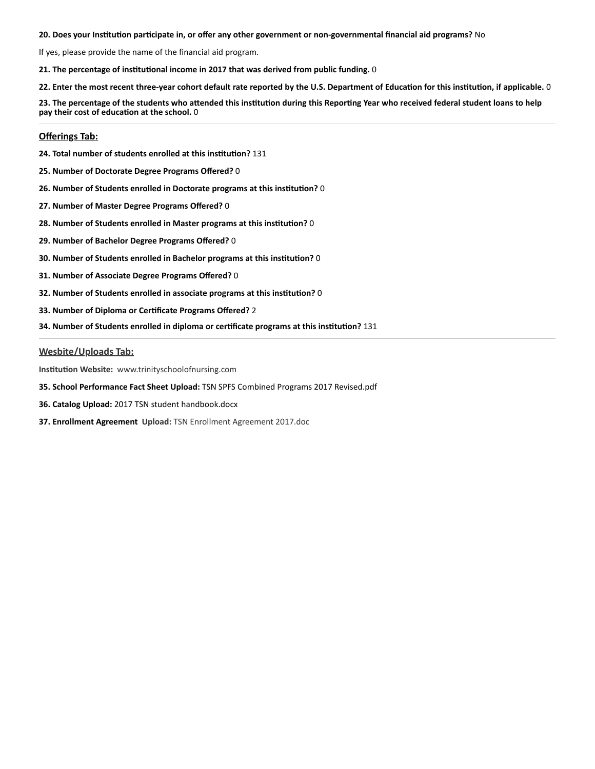**20. Does your Institution participate in, or offer any other government or non-governmental financial aid programs?** No

If yes, please provide the name of the financial aid program.

**21. The percentage of institutional income in 2017 that was derived from public funding.** 0

**22. Enter the most recent three-year cohort default rate reported by the U.S. Department of Education for this institution, if applicable.** 0

**23. The percentage of the students who attended this institution during this Reporting Year who received federal student loans to help pay their cost of education at the school.** 0

---

## Offerings Tab:

**24. Total number of students enrolled at this institution?** 131

**25. Number of Doctorate Degree Programs Offered?** 0

**26. Number of Students enrolled in Doctorate programs at this institution?** 0

**27. Number of Master Degree Programs Offered?** 0

**28. Number of Students enrolled in Master programs at this institution?** 0

**29. Number of Bachelor Degree Programs Offered?** 0

**30. Number of Students enrolled in Bachelor programs at this institution?** 0

**31. Number of Associate Degree Programs Offered?** 0

**32. Number of Students enrolled in associate programs at this institution?** 0

**33. Number of Diploma or Certificate Programs Offered?** 2

**34. Number of Students enrolled in diploma or certificate programs at this institution?** 131

---

## Wesbite/Uploads Tab:

**Institution Website:** www.trinityschoolofnursing.com

**35. School Performance Fact Sheet Upload:** TSN SPFS Combined Programs 2017 Revised.pdf

**36. Catalog Upload:** 2017 TSN student handbook.docx

**37. Enrollment Agreement Upload:** TSN Enrollment Agreement 2017.doc